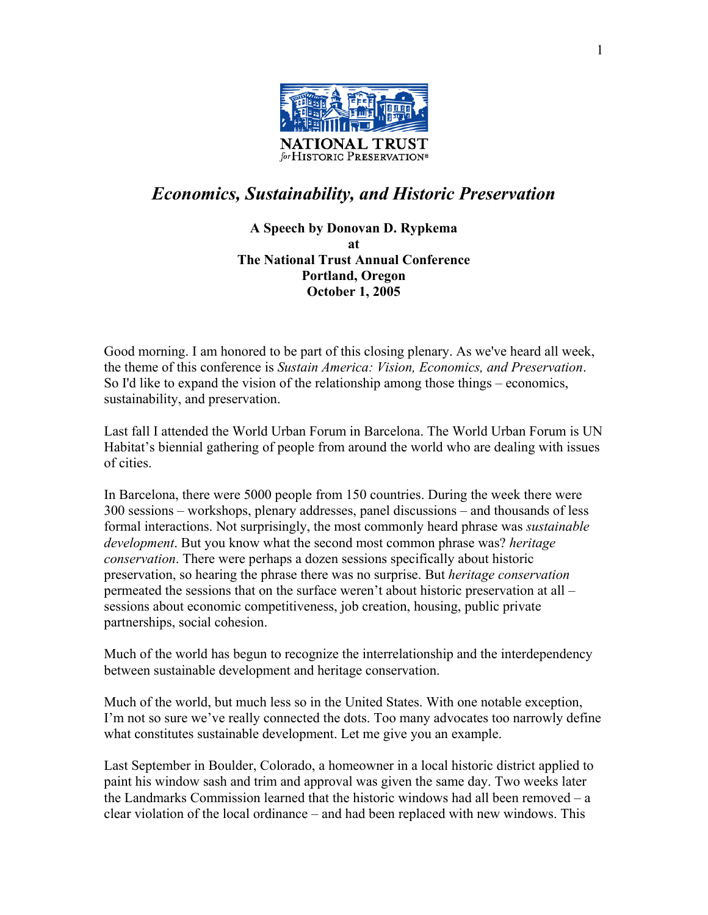NATIONAL TRUST
*for* HISTORIC PRESERVATION®

# *Economics, Sustainability, and Historic Preservation*

**A Speech by Donovan D. Rypkema**
**at**
**The National Trust Annual Conference**
**Portland, Oregon**
**October 1, 2005**

Good morning. I am honored to be part of this closing plenary. As we've heard all week, the theme of this conference is *Sustain America: Vision, Economics, and Preservation*. So I'd like to expand the vision of the relationship among those things – economics, sustainability, and preservation.

Last fall I attended the World Urban Forum in Barcelona. The World Urban Forum is UN Habitat's biennial gathering of people from around the world who are dealing with issues of cities.

In Barcelona, there were 5000 people from 150 countries. During the week there were 300 sessions – workshops, plenary addresses, panel discussions – and thousands of less formal interactions. Not surprisingly, the most commonly heard phrase was *sustainable development*. But you know what the second most common phrase was? *heritage conservation*. There were perhaps a dozen sessions specifically about historic preservation, so hearing the phrase there was no surprise. But *heritage conservation* permeated the sessions that on the surface weren't about historic preservation at all – sessions about economic competitiveness, job creation, housing, public private partnerships, social cohesion.

Much of the world has begun to recognize the interrelationship and the interdependency between sustainable development and heritage conservation.

Much of the world, but much less so in the United States. With one notable exception, I'm not so sure we've really connected the dots. Too many advocates too narrowly define what constitutes sustainable development. Let me give you an example.

Last September in Boulder, Colorado, a homeowner in a local historic district applied to paint his window sash and trim and approval was given the same day. Two weeks later the Landmarks Commission learned that the historic windows had all been removed – a clear violation of the local ordinance – and had been replaced with new windows. This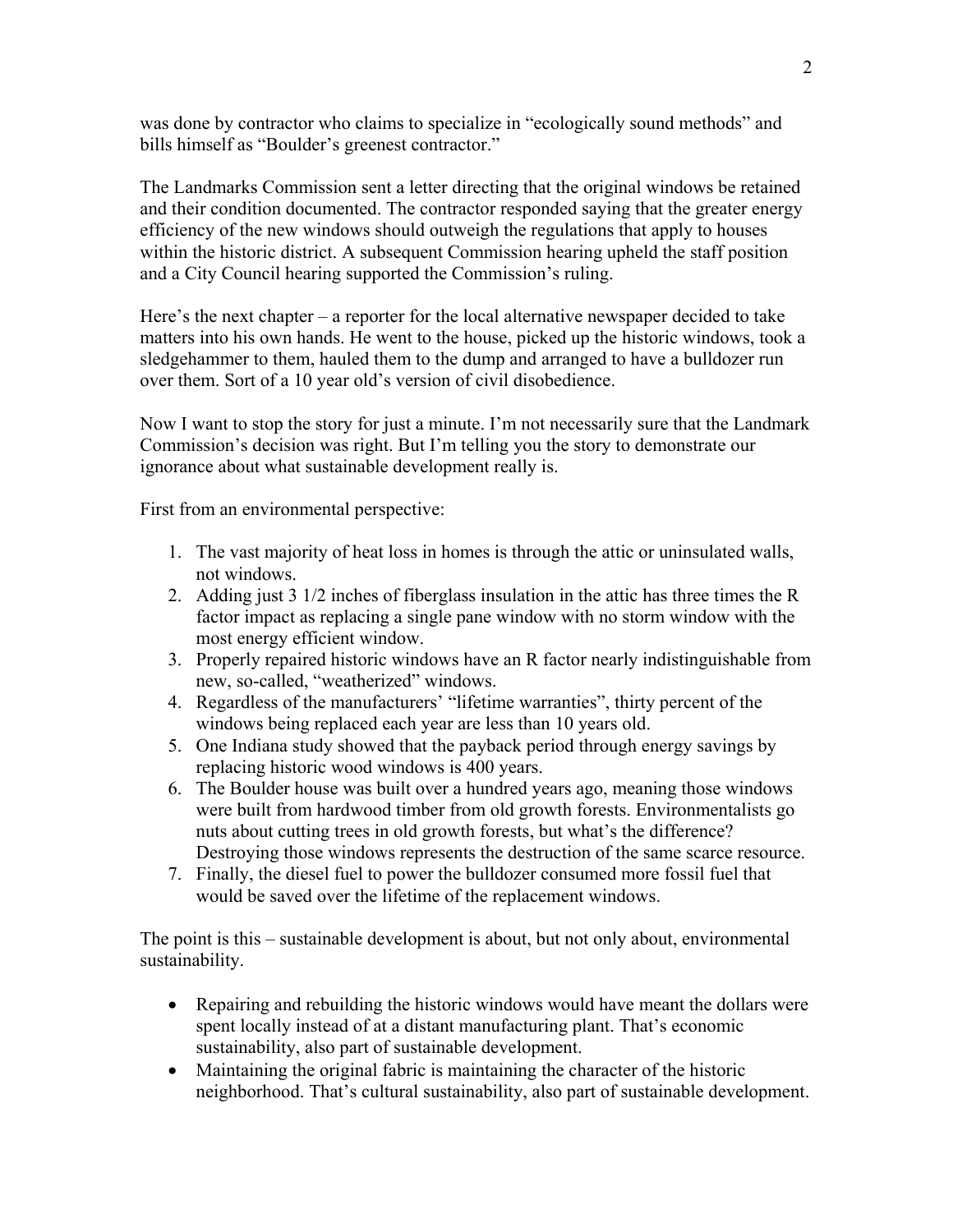was done by contractor who claims to specialize in "ecologically sound methods" and bills himself as "Boulder's greenest contractor."

The Landmarks Commission sent a letter directing that the original windows be retained and their condition documented. The contractor responded saying that the greater energy efficiency of the new windows should outweigh the regulations that apply to houses within the historic district. A subsequent Commission hearing upheld the staff position and a City Council hearing supported the Commission's ruling.

Here's the next chapter – a reporter for the local alternative newspaper decided to take matters into his own hands. He went to the house, picked up the historic windows, took a sledgehammer to them, hauled them to the dump and arranged to have a bulldozer run over them. Sort of a 10 year old's version of civil disobedience.

Now I want to stop the story for just a minute. I'm not necessarily sure that the Landmark Commission's decision was right. But I'm telling you the story to demonstrate our ignorance about what sustainable development really is.

First from an environmental perspective:

1. The vast majority of heat loss in homes is through the attic or uninsulated walls, not windows.
2. Adding just 3 1/2 inches of fiberglass insulation in the attic has three times the R factor impact as replacing a single pane window with no storm window with the most energy efficient window.
3. Properly repaired historic windows have an R factor nearly indistinguishable from new, so-called, "weatherized" windows.
4. Regardless of the manufacturers' "lifetime warranties", thirty percent of the windows being replaced each year are less than 10 years old.
5. One Indiana study showed that the payback period through energy savings by replacing historic wood windows is 400 years.
6. The Boulder house was built over a hundred years ago, meaning those windows were built from hardwood timber from old growth forests. Environmentalists go nuts about cutting trees in old growth forests, but what's the difference? Destroying those windows represents the destruction of the same scarce resource.
7. Finally, the diesel fuel to power the bulldozer consumed more fossil fuel that would be saved over the lifetime of the replacement windows.

The point is this – sustainable development is about, but not only about, environmental sustainability.

- Repairing and rebuilding the historic windows would have meant the dollars were spent locally instead of at a distant manufacturing plant. That's economic sustainability, also part of sustainable development.
- Maintaining the original fabric is maintaining the character of the historic neighborhood. That's cultural sustainability, also part of sustainable development.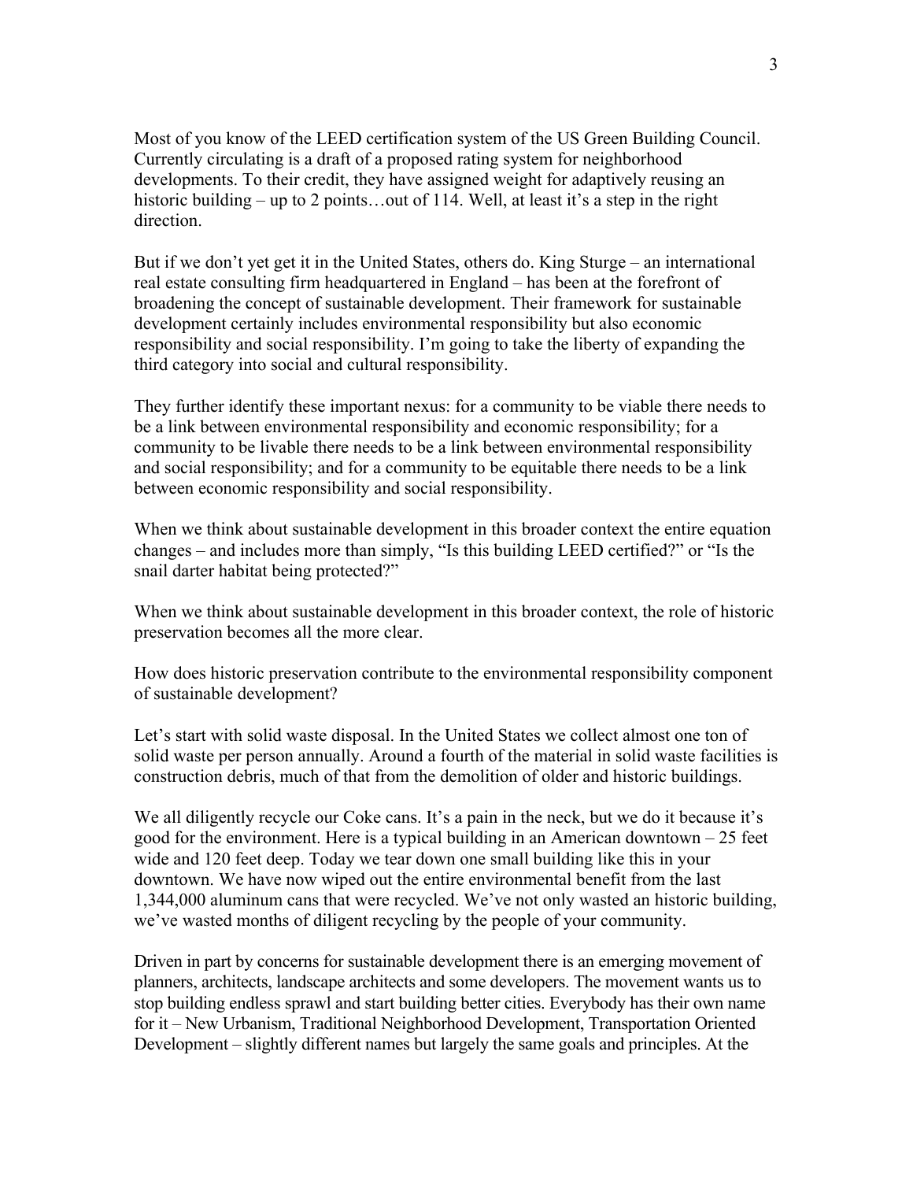Most of you know of the LEED certification system of the US Green Building Council. Currently circulating is a draft of a proposed rating system for neighborhood developments. To their credit, they have assigned weight for adaptively reusing an historic building – up to 2 points…out of 114. Well, at least it's a step in the right direction.

But if we don't yet get it in the United States, others do. King Sturge – an international real estate consulting firm headquartered in England – has been at the forefront of broadening the concept of sustainable development. Their framework for sustainable development certainly includes environmental responsibility but also economic responsibility and social responsibility. I'm going to take the liberty of expanding the third category into social and cultural responsibility.

They further identify these important nexus: for a community to be viable there needs to be a link between environmental responsibility and economic responsibility; for a community to be livable there needs to be a link between environmental responsibility and social responsibility; and for a community to be equitable there needs to be a link between economic responsibility and social responsibility.

When we think about sustainable development in this broader context the entire equation changes – and includes more than simply, "Is this building LEED certified?" or "Is the snail darter habitat being protected?"

When we think about sustainable development in this broader context, the role of historic preservation becomes all the more clear.

How does historic preservation contribute to the environmental responsibility component of sustainable development?

Let's start with solid waste disposal. In the United States we collect almost one ton of solid waste per person annually. Around a fourth of the material in solid waste facilities is construction debris, much of that from the demolition of older and historic buildings.

We all diligently recycle our Coke cans. It's a pain in the neck, but we do it because it's good for the environment. Here is a typical building in an American downtown – 25 feet wide and 120 feet deep. Today we tear down one small building like this in your downtown. We have now wiped out the entire environmental benefit from the last 1,344,000 aluminum cans that were recycled. We've not only wasted an historic building, we've wasted months of diligent recycling by the people of your community.

Driven in part by concerns for sustainable development there is an emerging movement of planners, architects, landscape architects and some developers. The movement wants us to stop building endless sprawl and start building better cities. Everybody has their own name for it – New Urbanism, Traditional Neighborhood Development, Transportation Oriented Development – slightly different names but largely the same goals and principles. At the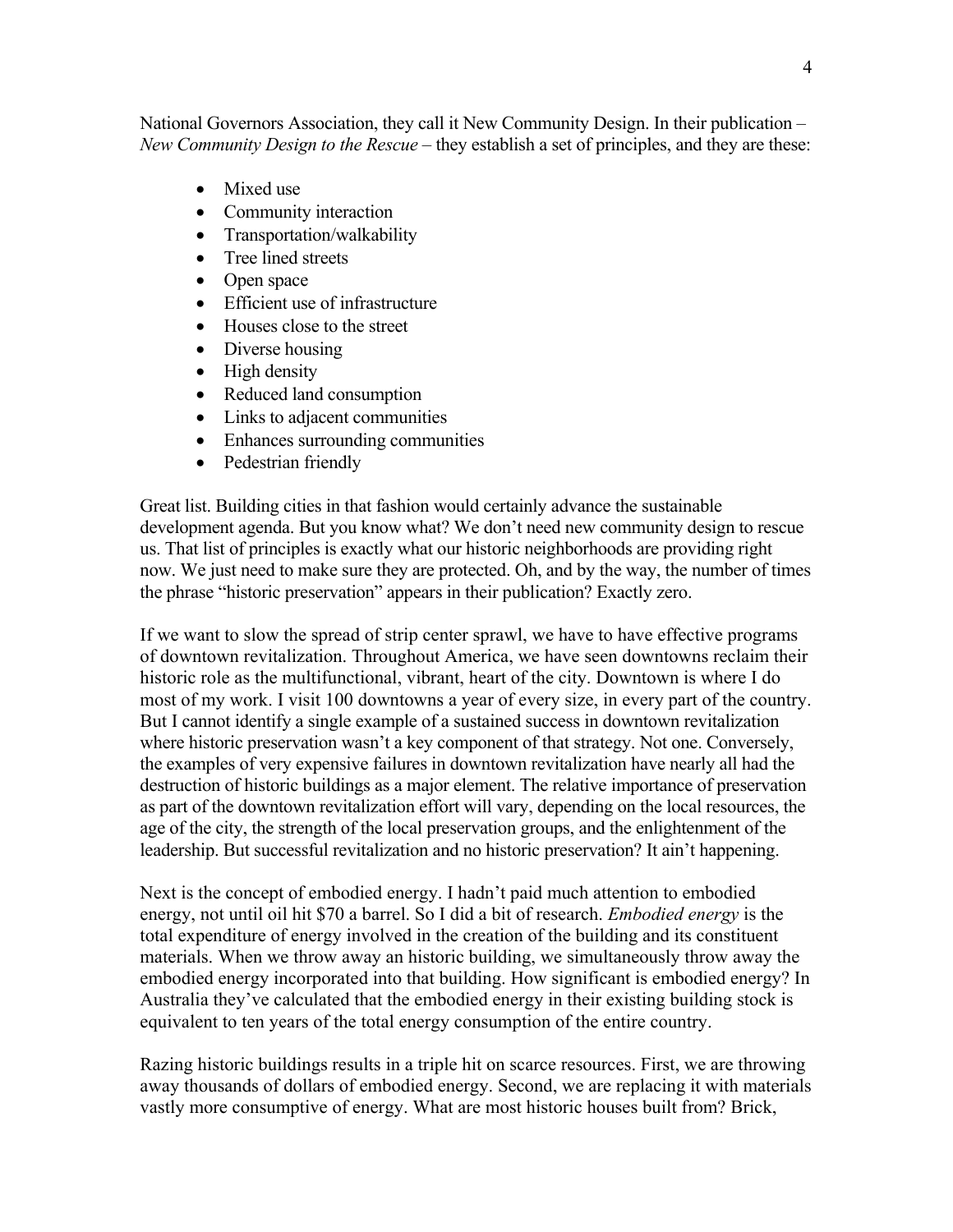National Governors Association, they call it New Community Design. In their publication – *New Community Design to the Rescue* – they establish a set of principles, and they are these:

- Mixed use
- Community interaction
- Transportation/walkability
- Tree lined streets
- Open space
- Efficient use of infrastructure
- Houses close to the street
- Diverse housing
- High density
- Reduced land consumption
- Links to adjacent communities
- Enhances surrounding communities
- Pedestrian friendly

Great list. Building cities in that fashion would certainly advance the sustainable development agenda. But you know what? We don't need new community design to rescue us. That list of principles is exactly what our historic neighborhoods are providing right now. We just need to make sure they are protected. Oh, and by the way, the number of times the phrase "historic preservation" appears in their publication? Exactly zero.

If we want to slow the spread of strip center sprawl, we have to have effective programs of downtown revitalization. Throughout America, we have seen downtowns reclaim their historic role as the multifunctional, vibrant, heart of the city. Downtown is where I do most of my work. I visit 100 downtowns a year of every size, in every part of the country. But I cannot identify a single example of a sustained success in downtown revitalization where historic preservation wasn't a key component of that strategy. Not one. Conversely, the examples of very expensive failures in downtown revitalization have nearly all had the destruction of historic buildings as a major element. The relative importance of preservation as part of the downtown revitalization effort will vary, depending on the local resources, the age of the city, the strength of the local preservation groups, and the enlightenment of the leadership. But successful revitalization and no historic preservation? It ain't happening.

Next is the concept of embodied energy. I hadn't paid much attention to embodied energy, not until oil hit $70 a barrel. So I did a bit of research. *Embodied energy* is the total expenditure of energy involved in the creation of the building and its constituent materials. When we throw away an historic building, we simultaneously throw away the embodied energy incorporated into that building. How significant is embodied energy? In Australia they've calculated that the embodied energy in their existing building stock is equivalent to ten years of the total energy consumption of the entire country.

Razing historic buildings results in a triple hit on scarce resources. First, we are throwing away thousands of dollars of embodied energy. Second, we are replacing it with materials vastly more consumptive of energy. What are most historic houses built from? Brick,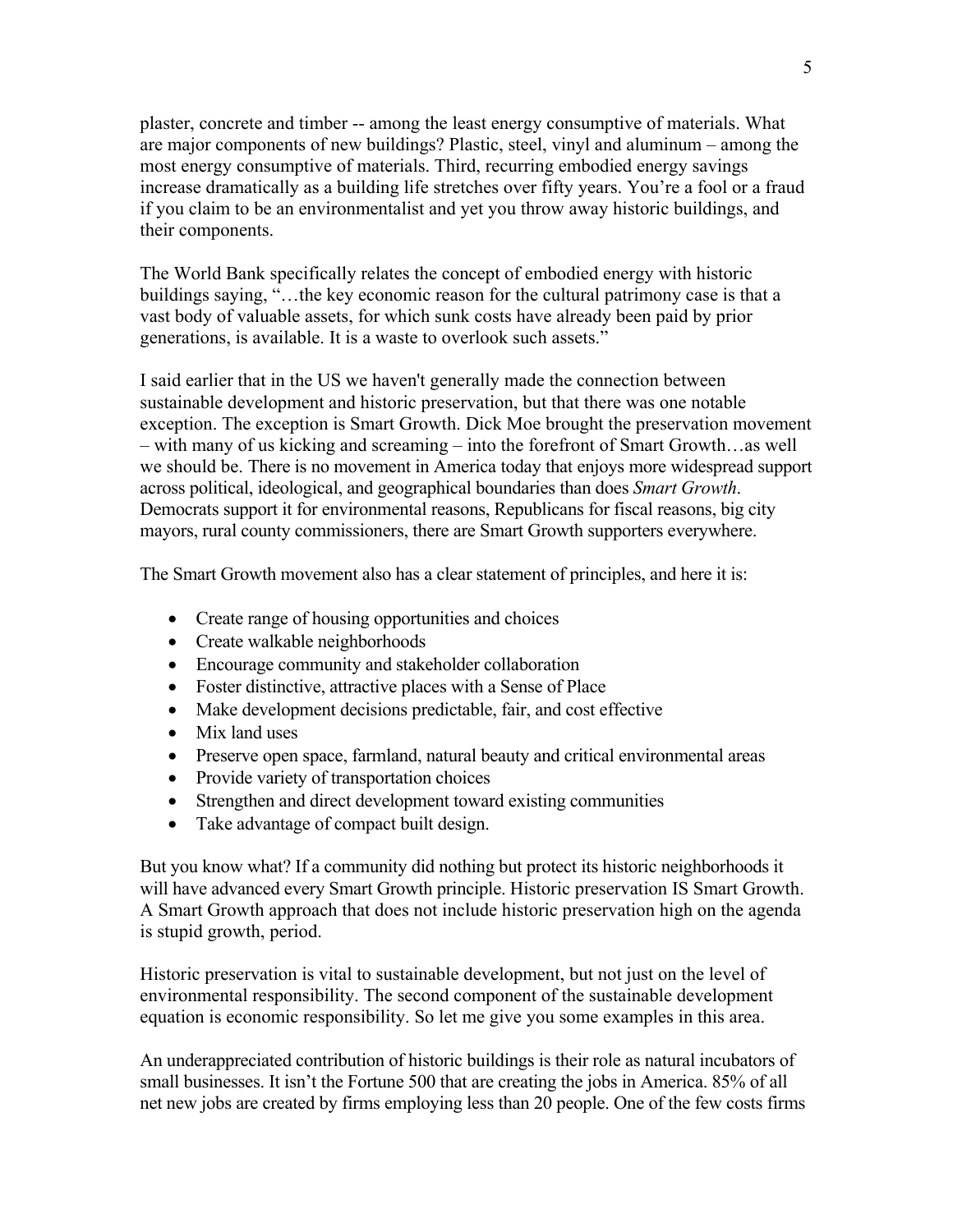plaster, concrete and timber -- among the least energy consumptive of materials. What are major components of new buildings? Plastic, steel, vinyl and aluminum – among the most energy consumptive of materials. Third, recurring embodied energy savings increase dramatically as a building life stretches over fifty years. You're a fool or a fraud if you claim to be an environmentalist and yet you throw away historic buildings, and their components.

The World Bank specifically relates the concept of embodied energy with historic buildings saying, "…the key economic reason for the cultural patrimony case is that a vast body of valuable assets, for which sunk costs have already been paid by prior generations, is available. It is a waste to overlook such assets."

I said earlier that in the US we haven't generally made the connection between sustainable development and historic preservation, but that there was one notable exception. The exception is Smart Growth. Dick Moe brought the preservation movement – with many of us kicking and screaming – into the forefront of Smart Growth…as well we should be. There is no movement in America today that enjoys more widespread support across political, ideological, and geographical boundaries than does *Smart Growth*. Democrats support it for environmental reasons, Republicans for fiscal reasons, big city mayors, rural county commissioners, there are Smart Growth supporters everywhere.

The Smart Growth movement also has a clear statement of principles, and here it is:

- Create range of housing opportunities and choices
- Create walkable neighborhoods
- Encourage community and stakeholder collaboration
- Foster distinctive, attractive places with a Sense of Place
- Make development decisions predictable, fair, and cost effective
- Mix land uses
- Preserve open space, farmland, natural beauty and critical environmental areas
- Provide variety of transportation choices
- Strengthen and direct development toward existing communities
- Take advantage of compact built design.

But you know what? If a community did nothing but protect its historic neighborhoods it will have advanced every Smart Growth principle. Historic preservation IS Smart Growth. A Smart Growth approach that does not include historic preservation high on the agenda is stupid growth, period.

Historic preservation is vital to sustainable development, but not just on the level of environmental responsibility. The second component of the sustainable development equation is economic responsibility. So let me give you some examples in this area.

An underappreciated contribution of historic buildings is their role as natural incubators of small businesses. It isn't the Fortune 500 that are creating the jobs in America. 85% of all net new jobs are created by firms employing less than 20 people. One of the few costs firms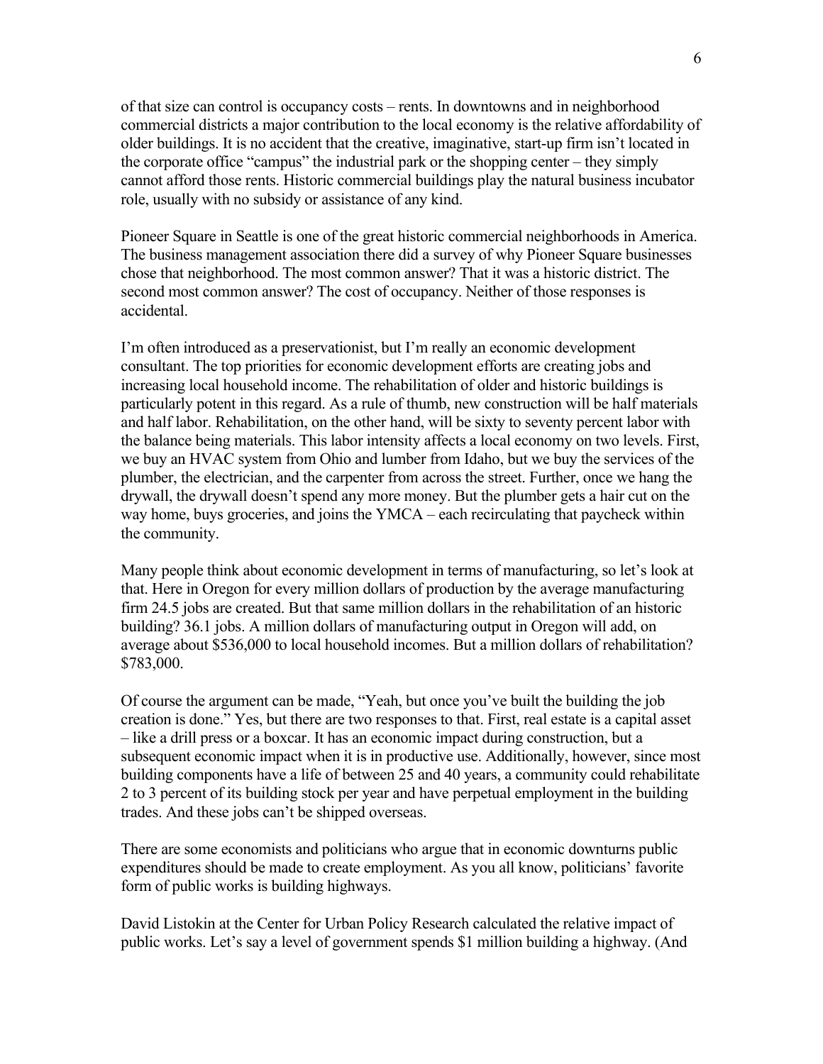of that size can control is occupancy costs – rents. In downtowns and in neighborhood commercial districts a major contribution to the local economy is the relative affordability of older buildings. It is no accident that the creative, imaginative, start-up firm isn't located in the corporate office "campus" the industrial park or the shopping center – they simply cannot afford those rents. Historic commercial buildings play the natural business incubator role, usually with no subsidy or assistance of any kind.

Pioneer Square in Seattle is one of the great historic commercial neighborhoods in America. The business management association there did a survey of why Pioneer Square businesses chose that neighborhood. The most common answer? That it was a historic district. The second most common answer? The cost of occupancy. Neither of those responses is accidental.

I'm often introduced as a preservationist, but I'm really an economic development consultant. The top priorities for economic development efforts are creating jobs and increasing local household income. The rehabilitation of older and historic buildings is particularly potent in this regard. As a rule of thumb, new construction will be half materials and half labor. Rehabilitation, on the other hand, will be sixty to seventy percent labor with the balance being materials. This labor intensity affects a local economy on two levels. First, we buy an HVAC system from Ohio and lumber from Idaho, but we buy the services of the plumber, the electrician, and the carpenter from across the street. Further, once we hang the drywall, the drywall doesn't spend any more money. But the plumber gets a hair cut on the way home, buys groceries, and joins the YMCA – each recirculating that paycheck within the community.

Many people think about economic development in terms of manufacturing, so let's look at that. Here in Oregon for every million dollars of production by the average manufacturing firm 24.5 jobs are created. But that same million dollars in the rehabilitation of an historic building? 36.1 jobs. A million dollars of manufacturing output in Oregon will add, on average about $536,000 to local household incomes. But a million dollars of rehabilitation? $783,000.

Of course the argument can be made, "Yeah, but once you've built the building the job creation is done." Yes, but there are two responses to that. First, real estate is a capital asset – like a drill press or a boxcar. It has an economic impact during construction, but a subsequent economic impact when it is in productive use. Additionally, however, since most building components have a life of between 25 and 40 years, a community could rehabilitate 2 to 3 percent of its building stock per year and have perpetual employment in the building trades. And these jobs can't be shipped overseas.

There are some economists and politicians who argue that in economic downturns public expenditures should be made to create employment. As you all know, politicians' favorite form of public works is building highways.

David Listokin at the Center for Urban Policy Research calculated the relative impact of public works. Let's say a level of government spends $1 million building a highway. (And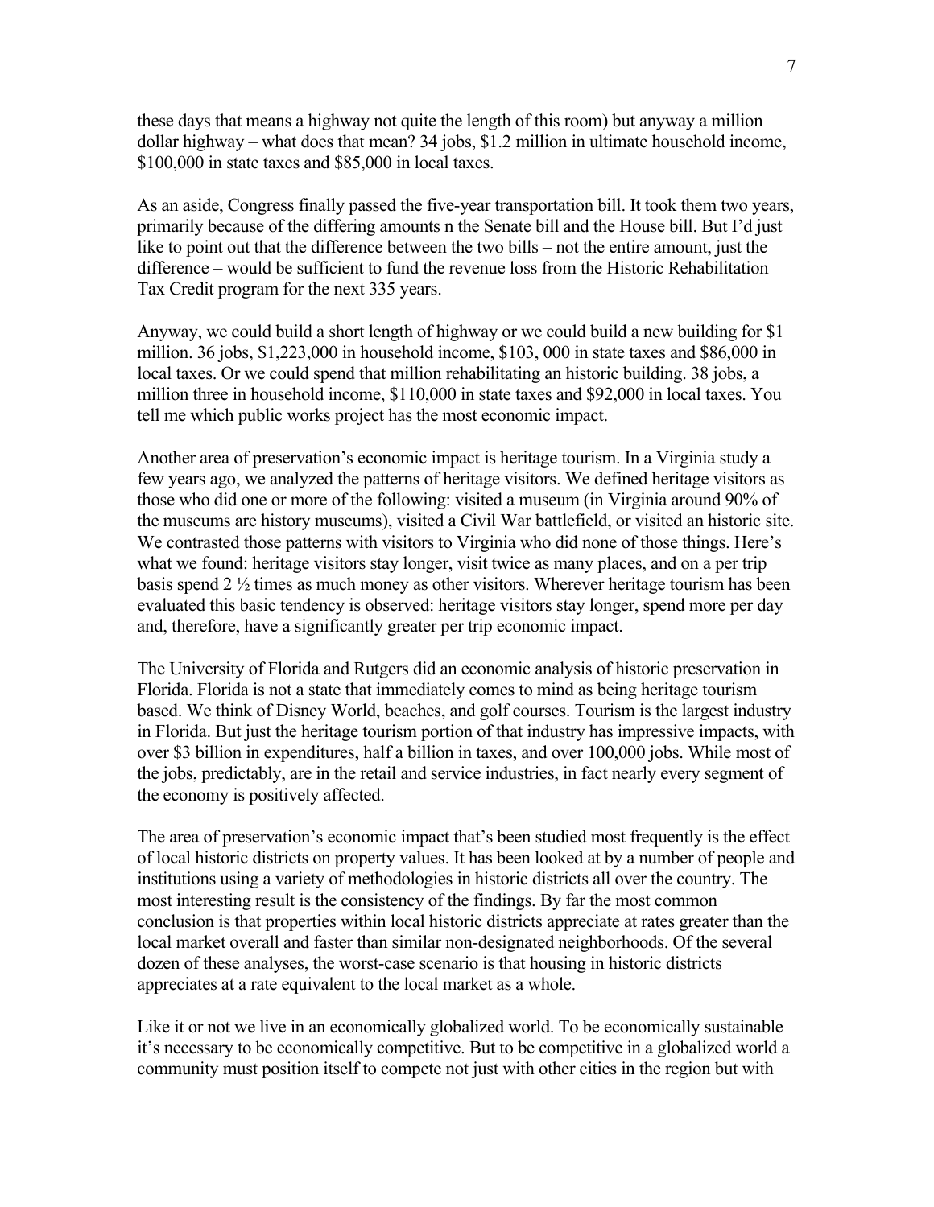these days that means a highway not quite the length of this room) but anyway a million dollar highway – what does that mean? 34 jobs, $1.2 million in ultimate household income, $100,000 in state taxes and $85,000 in local taxes.

As an aside, Congress finally passed the five-year transportation bill. It took them two years, primarily because of the differing amounts n the Senate bill and the House bill. But I'd just like to point out that the difference between the two bills – not the entire amount, just the difference – would be sufficient to fund the revenue loss from the Historic Rehabilitation Tax Credit program for the next 335 years.

Anyway, we could build a short length of highway or we could build a new building for $1 million. 36 jobs, $1,223,000 in household income, $103, 000 in state taxes and $86,000 in local taxes. Or we could spend that million rehabilitating an historic building. 38 jobs, a million three in household income, $110,000 in state taxes and $92,000 in local taxes. You tell me which public works project has the most economic impact.

Another area of preservation's economic impact is heritage tourism. In a Virginia study a few years ago, we analyzed the patterns of heritage visitors. We defined heritage visitors as those who did one or more of the following: visited a museum (in Virginia around 90% of the museums are history museums), visited a Civil War battlefield, or visited an historic site. We contrasted those patterns with visitors to Virginia who did none of those things. Here's what we found: heritage visitors stay longer, visit twice as many places, and on a per trip basis spend 2 ½ times as much money as other visitors. Wherever heritage tourism has been evaluated this basic tendency is observed: heritage visitors stay longer, spend more per day and, therefore, have a significantly greater per trip economic impact.

The University of Florida and Rutgers did an economic analysis of historic preservation in Florida. Florida is not a state that immediately comes to mind as being heritage tourism based. We think of Disney World, beaches, and golf courses. Tourism is the largest industry in Florida. But just the heritage tourism portion of that industry has impressive impacts, with over $3 billion in expenditures, half a billion in taxes, and over 100,000 jobs. While most of the jobs, predictably, are in the retail and service industries, in fact nearly every segment of the economy is positively affected.

The area of preservation's economic impact that's been studied most frequently is the effect of local historic districts on property values. It has been looked at by a number of people and institutions using a variety of methodologies in historic districts all over the country. The most interesting result is the consistency of the findings. By far the most common conclusion is that properties within local historic districts appreciate at rates greater than the local market overall and faster than similar non-designated neighborhoods. Of the several dozen of these analyses, the worst-case scenario is that housing in historic districts appreciates at a rate equivalent to the local market as a whole.

Like it or not we live in an economically globalized world. To be economically sustainable it's necessary to be economically competitive. But to be competitive in a globalized world a community must position itself to compete not just with other cities in the region but with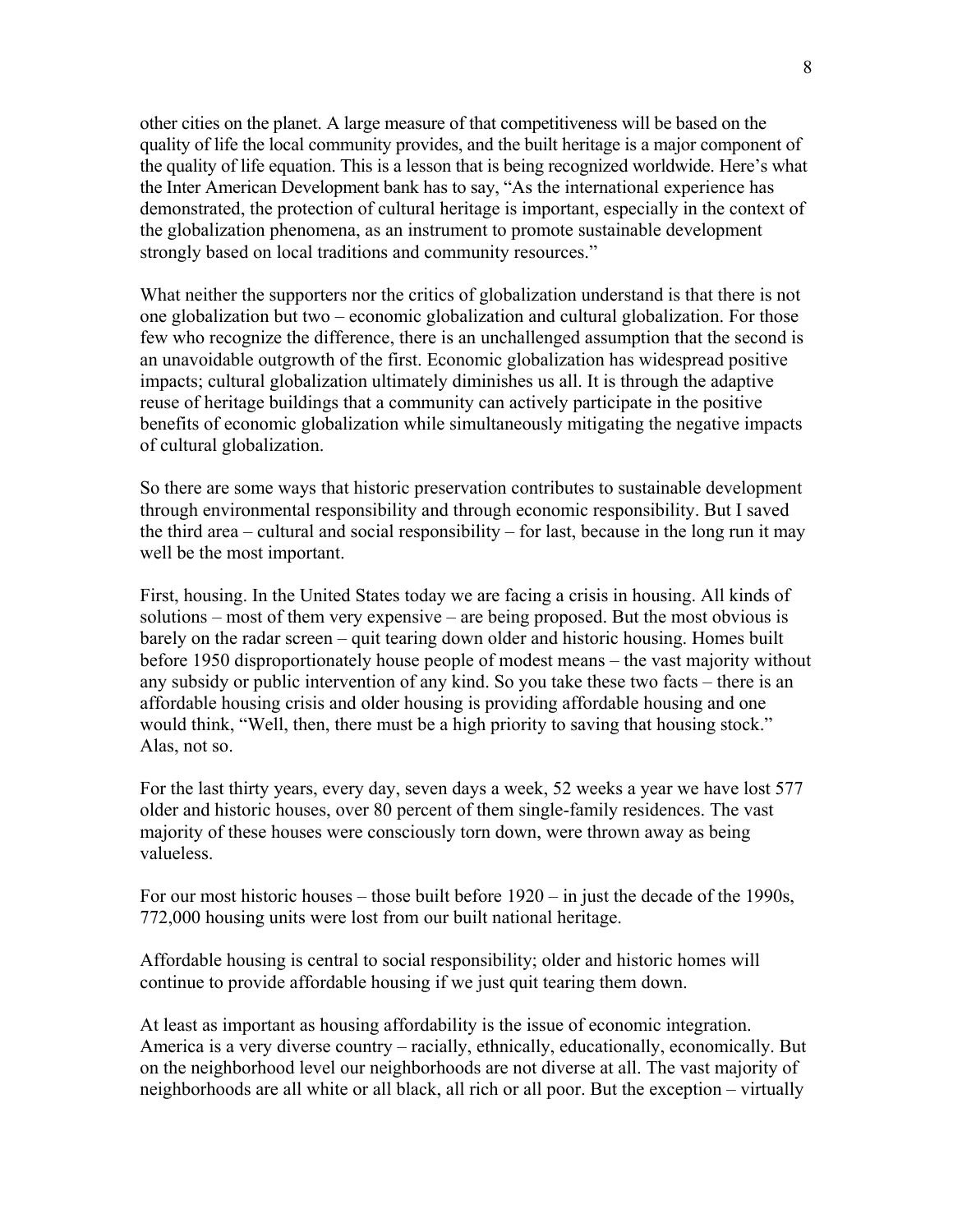other cities on the planet. A large measure of that competitiveness will be based on the quality of life the local community provides, and the built heritage is a major component of the quality of life equation. This is a lesson that is being recognized worldwide. Here's what the Inter American Development bank has to say, "As the international experience has demonstrated, the protection of cultural heritage is important, especially in the context of the globalization phenomena, as an instrument to promote sustainable development strongly based on local traditions and community resources."

What neither the supporters nor the critics of globalization understand is that there is not one globalization but two – economic globalization and cultural globalization. For those few who recognize the difference, there is an unchallenged assumption that the second is an unavoidable outgrowth of the first. Economic globalization has widespread positive impacts; cultural globalization ultimately diminishes us all. It is through the adaptive reuse of heritage buildings that a community can actively participate in the positive benefits of economic globalization while simultaneously mitigating the negative impacts of cultural globalization.

So there are some ways that historic preservation contributes to sustainable development through environmental responsibility and through economic responsibility. But I saved the third area – cultural and social responsibility – for last, because in the long run it may well be the most important.

First, housing. In the United States today we are facing a crisis in housing. All kinds of solutions – most of them very expensive – are being proposed. But the most obvious is barely on the radar screen – quit tearing down older and historic housing. Homes built before 1950 disproportionately house people of modest means – the vast majority without any subsidy or public intervention of any kind. So you take these two facts – there is an affordable housing crisis and older housing is providing affordable housing and one would think, "Well, then, there must be a high priority to saving that housing stock." Alas, not so.

For the last thirty years, every day, seven days a week, 52 weeks a year we have lost 577 older and historic houses, over 80 percent of them single-family residences. The vast majority of these houses were consciously torn down, were thrown away as being valueless.

For our most historic houses – those built before 1920 – in just the decade of the 1990s, 772,000 housing units were lost from our built national heritage.

Affordable housing is central to social responsibility; older and historic homes will continue to provide affordable housing if we just quit tearing them down.

At least as important as housing affordability is the issue of economic integration. America is a very diverse country – racially, ethnically, educationally, economically. But on the neighborhood level our neighborhoods are not diverse at all. The vast majority of neighborhoods are all white or all black, all rich or all poor. But the exception – virtually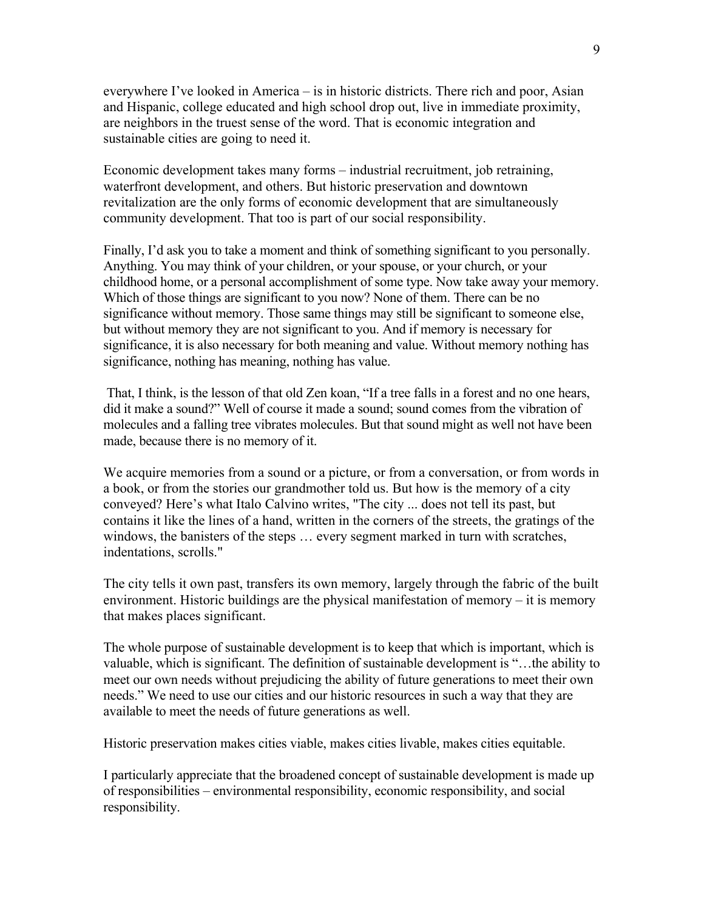everywhere I've looked in America – is in historic districts. There rich and poor, Asian and Hispanic, college educated and high school drop out, live in immediate proximity, are neighbors in the truest sense of the word. That is economic integration and sustainable cities are going to need it.

Economic development takes many forms – industrial recruitment, job retraining, waterfront development, and others. But historic preservation and downtown revitalization are the only forms of economic development that are simultaneously community development. That too is part of our social responsibility.

Finally, I'd ask you to take a moment and think of something significant to you personally. Anything. You may think of your children, or your spouse, or your church, or your childhood home, or a personal accomplishment of some type. Now take away your memory. Which of those things are significant to you now? None of them. There can be no significance without memory. Those same things may still be significant to someone else, but without memory they are not significant to you. And if memory is necessary for significance, it is also necessary for both meaning and value. Without memory nothing has significance, nothing has meaning, nothing has value.

That, I think, is the lesson of that old Zen koan, "If a tree falls in a forest and no one hears, did it make a sound?" Well of course it made a sound; sound comes from the vibration of molecules and a falling tree vibrates molecules. But that sound might as well not have been made, because there is no memory of it.

We acquire memories from a sound or a picture, or from a conversation, or from words in a book, or from the stories our grandmother told us. But how is the memory of a city conveyed? Here's what Italo Calvino writes, "The city ... does not tell its past, but contains it like the lines of a hand, written in the corners of the streets, the gratings of the windows, the banisters of the steps … every segment marked in turn with scratches, indentations, scrolls."

The city tells it own past, transfers its own memory, largely through the fabric of the built environment. Historic buildings are the physical manifestation of memory – it is memory that makes places significant.

The whole purpose of sustainable development is to keep that which is important, which is valuable, which is significant. The definition of sustainable development is "…the ability to meet our own needs without prejudicing the ability of future generations to meet their own needs." We need to use our cities and our historic resources in such a way that they are available to meet the needs of future generations as well.

Historic preservation makes cities viable, makes cities livable, makes cities equitable.

I particularly appreciate that the broadened concept of sustainable development is made up of responsibilities – environmental responsibility, economic responsibility, and social responsibility.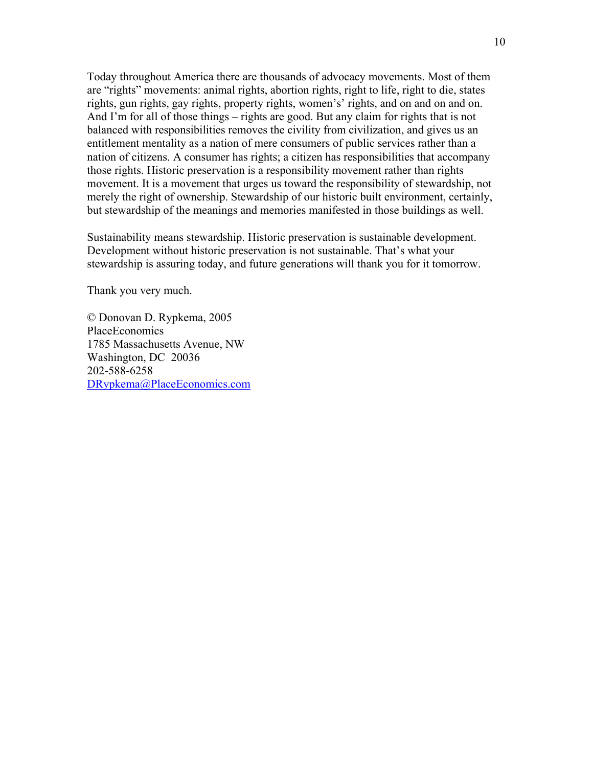Today throughout America there are thousands of advocacy movements. Most of them are "rights" movements: animal rights, abortion rights, right to life, right to die, states rights, gun rights, gay rights, property rights, women's' rights, and on and on and on. And I'm for all of those things – rights are good. But any claim for rights that is not balanced with responsibilities removes the civility from civilization, and gives us an entitlement mentality as a nation of mere consumers of public services rather than a nation of citizens. A consumer has rights; a citizen has responsibilities that accompany those rights. Historic preservation is a responsibility movement rather than rights movement. It is a movement that urges us toward the responsibility of stewardship, not merely the right of ownership. Stewardship of our historic built environment, certainly, but stewardship of the meanings and memories manifested in those buildings as well.

Sustainability means stewardship. Historic preservation is sustainable development. Development without historic preservation is not sustainable. That's what your stewardship is assuring today, and future generations will thank you for it tomorrow.

Thank you very much.

© Donovan D. Rypkema, 2005
PlaceEconomics
1785 Massachusetts Avenue, NW
Washington, DC 20036
202-588-6258
DRypkema@PlaceEconomics.com